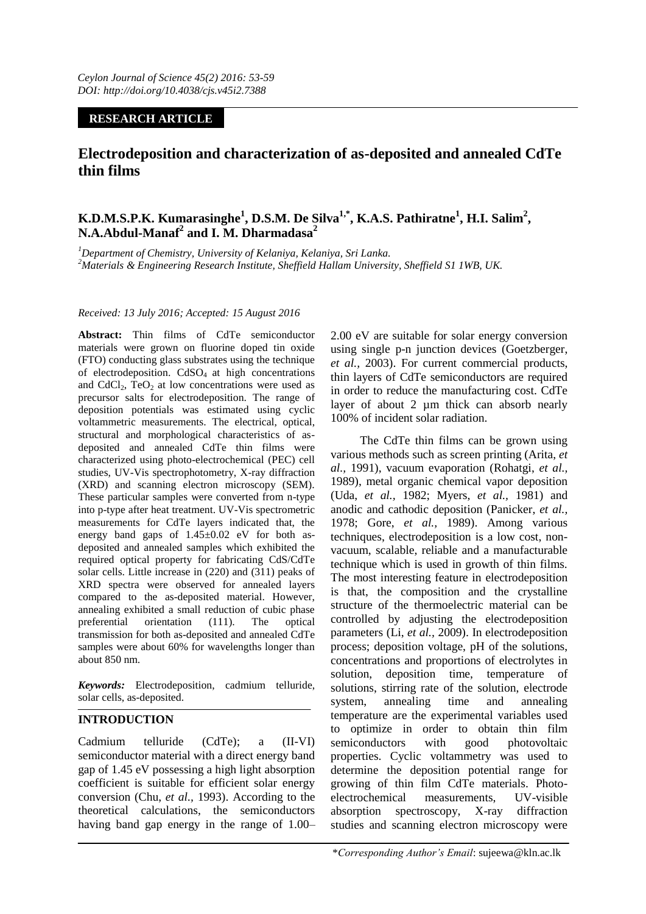*Ceylon Journal of Science 45(2) 2016: 53-59*
*DOI: http://doi.org/10.4038/cjs.v45i2.7388*

**RESEARCH ARTICLE**

# Electrodeposition and characterization of as-deposited and annealed CdTe thin films

## K.D.M.S.P.K. Kumarasinghe[1], D.S.M. De Silva[1,*], K.A.S. Pathiratne[1], H.I. Salim[2], N.A.Abdul-Manaf[2] and I. M. Dharmadasa[2]

*[1]Department of Chemistry, University of Kelaniya, Kelaniya, Sri Lanka.*
*[2]Materials & Engineering Research Institute, Sheffield Hallam University, Sheffield S1 1WB, UK.*

*Received: 13 July 2016; Accepted: 15 August 2016*

**Abstract:** Thin films of CdTe semiconductor materials were grown on fluorine doped tin oxide (FTO) conducting glass substrates using the technique of electrodeposition. $CdSO_4$ at high concentrations and $CdCl_2$, $TeO_2$ at low concentrations were used as precursor salts for electrodeposition. The range of deposition potentials was estimated using cyclic voltammetric measurements. The electrical, optical, structural and morphological characteristics of as-deposited and annealed CdTe thin films were characterized using photo-electrochemical (PEC) cell studies, UV-Vis spectrophotometry, X-ray diffraction (XRD) and scanning electron microscopy (SEM). These particular samples were converted from n-type into p-type after heat treatment. UV-Vis spectrometric measurements for CdTe layers indicated that, the energy band gaps of $1.45\pm0.02$ eV for both as-deposited and annealed samples which exhibited the required optical property for fabricating CdS/CdTe solar cells. Little increase in (220) and (311) peaks of XRD spectra were observed for annealed layers compared to the as-deposited material. However, annealing exhibited a small reduction of cubic phase preferential orientation (111). The optical transmission for both as-deposited and annealed CdTe samples were about 60% for wavelengths longer than about 850 nm.

***Keywords:*** Electrodeposition, cadmium telluride, solar cells, as-deposited.

## INTRODUCTION

Cadmium telluride (CdTe); a (II-VI) semiconductor material with a direct energy band gap of 1.45 eV possessing a high light absorption coefficient is suitable for efficient solar energy conversion (Chu, *et al.,* 1993). According to the theoretical calculations, the semiconductors having band gap energy in the range of 1.00–2.00 eV are suitable for solar energy conversion using single p-n junction devices (Goetzberger, *et al.,* 2003). For current commercial products, thin layers of CdTe semiconductors are required in order to reduce the manufacturing cost. CdTe layer of about 2 µm thick can absorb nearly 100% of incident solar radiation.

The CdTe thin films can be grown using various methods such as screen printing (Arita, *et al.,* 1991), vacuum evaporation (Rohatgi, *et al.,* 1989), metal organic chemical vapor deposition (Uda, *et al.,* 1982; Myers, *et al.,* 1981) and anodic and cathodic deposition (Panicker, *et al.,* 1978; Gore, *et al.,* 1989). Among various techniques, electrodeposition is a low cost, non-vacuum, scalable, reliable and a manufacturable technique which is used in growth of thin films. The most interesting feature in electrodeposition is that, the composition and the crystalline structure of the thermoelectric material can be controlled by adjusting the electrodeposition parameters (Li, *et al.,* 2009). In electrodeposition process; deposition voltage, pH of the solutions, concentrations and proportions of electrolytes in solution, deposition time, temperature of solutions, stirring rate of the solution, electrode system, annealing time and annealing temperature are the experimental variables used to optimize in order to obtain thin film semiconductors with good photovoltaic properties. Cyclic voltammetry was used to determine the deposition potential range for growing of thin film CdTe materials. Photo-electrochemical measurements, UV-visible absorption spectroscopy, X-ray diffraction studies and scanning electron microscopy were

\**Corresponding Author's Email*: sujeewa@kln.ac.lk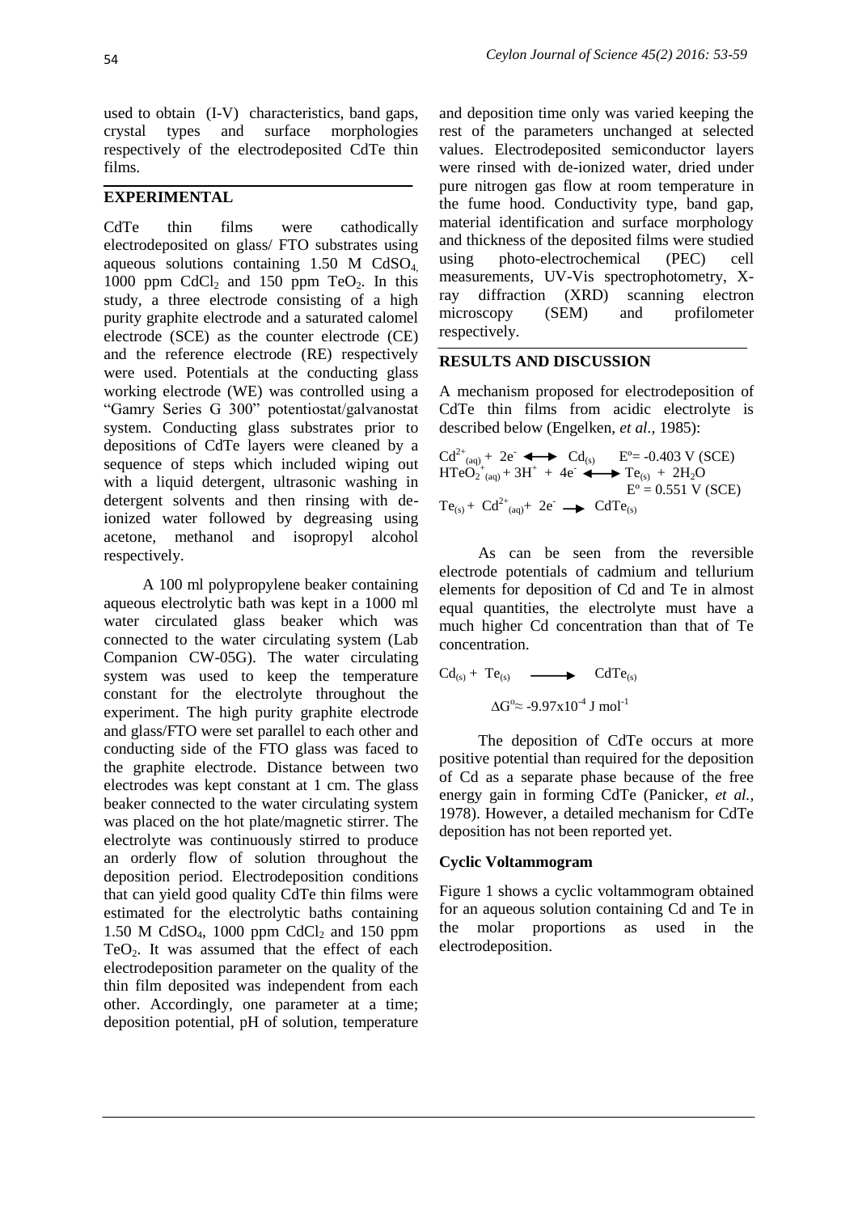used to obtain (I-V) characteristics, band gaps, crystal types and surface morphologies respectively of the electrodeposited CdTe thin films.

## EXPERIMENTAL

CdTe thin films were cathodically electrodeposited on glass/ FTO substrates using aqueous solutions containing 1.50 M $CdSO_4$, 1000 ppm $CdCl_2$ and 150 ppm $TeO_2$. In this study, a three electrode consisting of a high purity graphite electrode and a saturated calomel electrode (SCE) as the counter electrode (CE) and the reference electrode (RE) respectively were used. Potentials at the conducting glass working electrode (WE) was controlled using a "Gamry Series G 300" potentiostat/galvanostat system. Conducting glass substrates prior to depositions of CdTe layers were cleaned by a sequence of steps which included wiping out with a liquid detergent, ultrasonic washing in detergent solvents and then rinsing with de-ionized water followed by degreasing using acetone, methanol and isopropyl alcohol respectively.

A 100 ml polypropylene beaker containing aqueous electrolytic bath was kept in a 1000 ml water circulated glass beaker which was connected to the water circulating system (Lab Companion CW-05G). The water circulating system was used to keep the temperature constant for the electrolyte throughout the experiment. The high purity graphite electrode and glass/FTO were set parallel to each other and conducting side of the FTO glass was faced to the graphite electrode. Distance between two electrodes was kept constant at 1 cm. The glass beaker connected to the water circulating system was placed on the hot plate/magnetic stirrer. The electrolyte was continuously stirred to produce an orderly flow of solution throughout the deposition period. Electrodeposition conditions that can yield good quality CdTe thin films were estimated for the electrolytic baths containing 1.50 M $CdSO_4$, 1000 ppm $CdCl_2$ and 150 ppm $TeO_2$. It was assumed that the effect of each electrodeposition parameter on the quality of the thin film deposited was independent from each other. Accordingly, one parameter at a time; deposition potential, pH of solution, temperature and deposition time only was varied keeping the rest of the parameters unchanged at selected values. Electrodeposited semiconductor layers were rinsed with de-ionized water, dried under pure nitrogen gas flow at room temperature in the fume hood. Conductivity type, band gap, material identification and surface morphology and thickness of the deposited films were studied using photo-electrochemical (PEC) cell measurements, UV-Vis spectrophotometry, X-ray diffraction (XRD) scanning electron microscopy (SEM) and profilometer respectively.

## RESULTS AND DISCUSSION

A mechanism proposed for electrodeposition of CdTe thin films from acidic electrolyte is described below (Engelken, *et al.,* 1985):

$$Cd^{2+}_{(aq)} + 2e^- \longleftrightarrow Cd_{(s)} \quad E^o = -0.403 \text{ V (SCE)}$$

$$HTeO_2^{+}{}_{(aq)} + 3H^+ + 4e^- \longleftrightarrow Te_{(s)} + 2H_2O \quad E^o = 0.551 \text{ V (SCE)}$$

$$Te_{(s)} + Cd^{2+}_{(aq)} + 2e^- \longrightarrow CdTe_{(s)}$$

As can be seen from the reversible electrode potentials of cadmium and tellurium elements for deposition of Cd and Te in almost equal quantities, the electrolyte must have a much higher Cd concentration than that of Te concentration.

$$Cd_{(s)} + Te_{(s)} \longrightarrow CdTe_{(s)}$$

$$\Delta G^o \approx -9.97 \times 10^{-4} \text{ J mol}^{-1}$$

The deposition of CdTe occurs at more positive potential than required for the deposition of Cd as a separate phase because of the free energy gain in forming CdTe (Panicker, *et al.,* 1978). However, a detailed mechanism for CdTe deposition has not been reported yet.

### Cyclic Voltammogram

Figure 1 shows a cyclic voltammogram obtained for an aqueous solution containing Cd and Te in the molar proportions as used in the electrodeposition.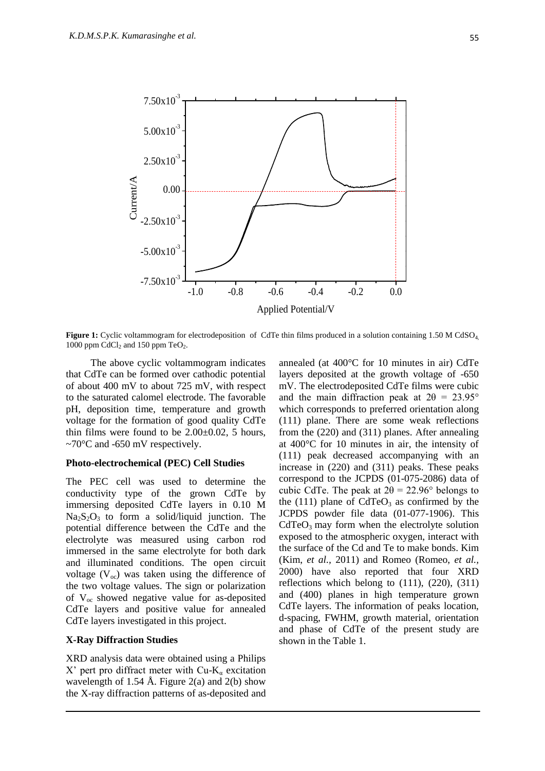**Figure 1:** Cyclic voltammogram for electrodeposition of CdTe thin films produced in a solution containing 1.50 M $CdSO_4$, 1000 ppm $CdCl_2$ and 150 ppm $TeO_2$.

The above cyclic voltammogram indicates that CdTe can be formed over cathodic potential of about 400 mV to about 725 mV, with respect to the saturated calomel electrode. The favorable pH, deposition time, temperature and growth voltage for the formation of good quality CdTe thin films were found to be 2.00±0.02, 5 hours, ~70°C and -650 mV respectively.

### Photo-electrochemical (PEC) Cell Studies

The PEC cell was used to determine the conductivity type of the grown CdTe by immersing deposited CdTe layers in 0.10 M $Na_2S_2O_3$ to form a solid/liquid junction. The potential difference between the CdTe and the electrolyte was measured using carbon rod immersed in the same electrolyte for both dark and illuminated conditions. The open circuit voltage ($V_{oc}$) was taken using the difference of the two voltage values. The sign or polarization of $V_{oc}$ showed negative value for as-deposited CdTe layers and positive value for annealed CdTe layers investigated in this project.

### X-Ray Diffraction Studies

XRD analysis data were obtained using a Philips X' pert pro diffract meter with Cu-$K_\alpha$ excitation wavelength of 1.54 Å. Figure 2(a) and 2(b) show the X-ray diffraction patterns of as-deposited and annealed (at 400°C for 10 minutes in air) CdTe layers deposited at the growth voltage of -650 mV. The electrodeposited CdTe films were cubic and the main diffraction peak at $2\theta = 23.95°$ which corresponds to preferred orientation along (111) plane. There are some weak reflections from the (220) and (311) planes. After annealing at 400°C for 10 minutes in air, the intensity of (111) peak decreased accompanying with an increase in (220) and (311) peaks. These peaks correspond to the JCPDS (01-075-2086) data of cubic CdTe. The peak at $2\theta = 22.96°$ belongs to the (111) plane of $CdTeO_3$ as confirmed by the JCPDS powder file data (01-077-1906). This $CdTeO_3$ may form when the electrolyte solution exposed to the atmospheric oxygen, interact with the surface of the Cd and Te to make bonds. Kim (Kim, *et al.*, 2011) and Romeo (Romeo, *et al.*, 2000) have also reported that four XRD reflections which belong to (111), (220), (311) and (400) planes in high temperature grown CdTe layers. The information of peaks location, d-spacing, FWHM, growth material, orientation and phase of CdTe of the present study are shown in the Table 1.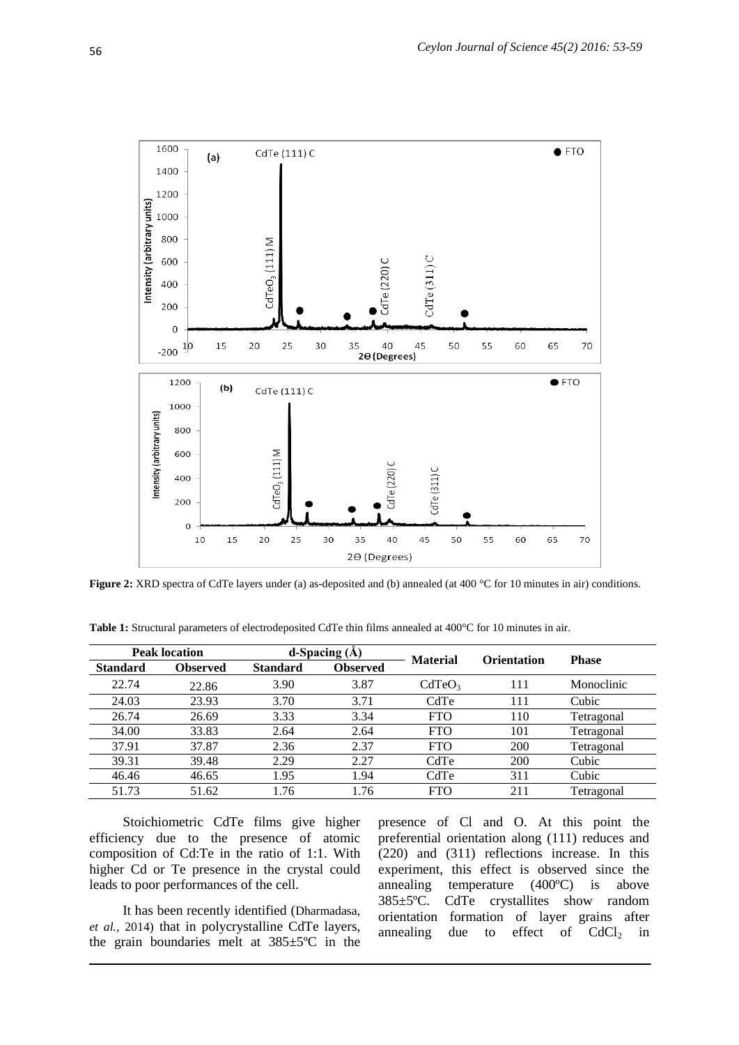**Figure 2:** XRD spectra of CdTe layers under (a) as-deposited and (b) annealed (at 400 °C for 10 minutes in air) conditions.

**Table 1:** Structural parameters of electrodeposited CdTe thin films annealed at 400°C for 10 minutes in air.

| Peak location | | d-Spacing (Å) | | Material | Orientation | Phase |
|---|---|---|---|---|---|---|
| Standard | Observed | Standard | Observed | | | |
| 22.74 | 22.86 | 3.90 | 3.87 | $CdTeO_3$ | 111 | Monoclinic |
| 24.03 | 23.93 | 3.70 | 3.71 | CdTe | 111 | Cubic |
| 26.74 | 26.69 | 3.33 | 3.34 | FTO | 110 | Tetragonal |
| 34.00 | 33.83 | 2.64 | 2.64 | FTO | 101 | Tetragonal |
| 37.91 | 37.87 | 2.36 | 2.37 | FTO | 200 | Tetragonal |
| 39.31 | 39.48 | 2.29 | 2.27 | CdTe | 200 | Cubic |
| 46.46 | 46.65 | 1.95 | 1.94 | CdTe | 311 | Cubic |
| 51.73 | 51.62 | 1.76 | 1.76 | FTO | 211 | Tetragonal |

Stoichiometric CdTe films give higher efficiency due to the presence of atomic composition of Cd:Te in the ratio of 1:1. With higher Cd or Te presence in the crystal could leads to poor performances of the cell.

It has been recently identified (Dharmadasa, *et al.*, 2014) that in polycrystalline CdTe layers, the grain boundaries melt at 385±5ºC in the presence of Cl and O. At this point the preferential orientation along (111) reduces and (220) and (311) reflections increase. In this experiment, this effect is observed since the annealing temperature (400ºC) is above 385±5ºC. CdTe crystallites show random orientation formation of layer grains after annealing due to effect of $CdCl_2$ in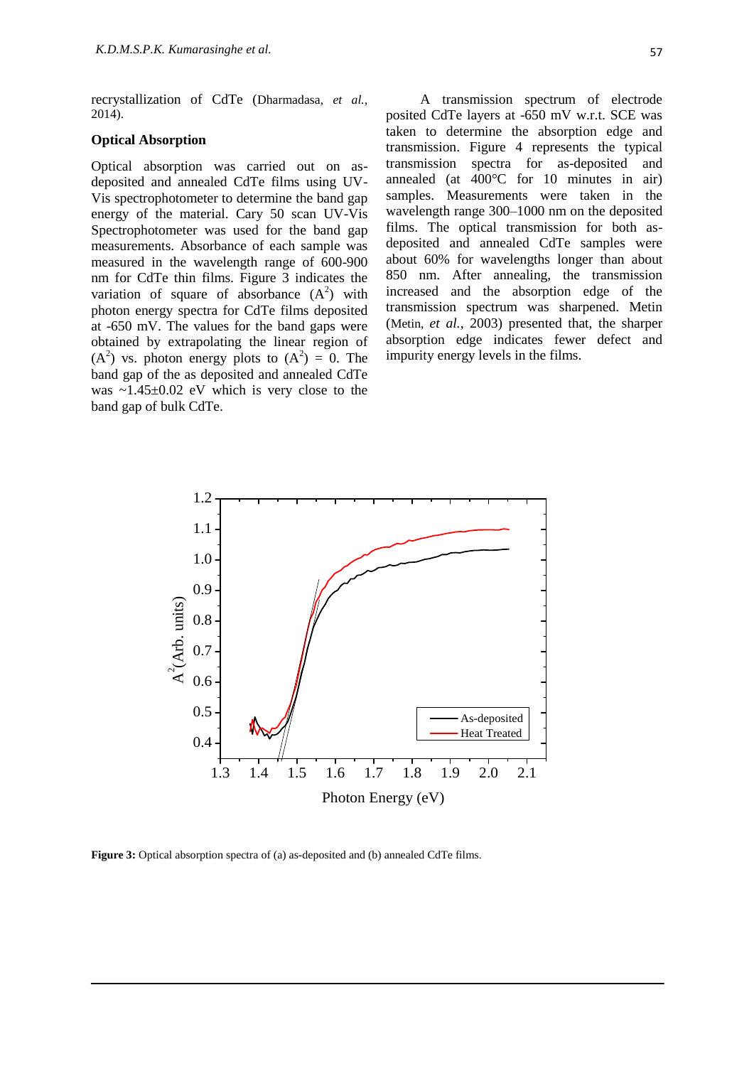recrystallization of CdTe (Dharmadasa, *et al.*, 2014).

**Optical Absorption**

Optical absorption was carried out on as-deposited and annealed CdTe films using UV-Vis spectrophotometer to determine the band gap energy of the material. Cary 50 scan UV-Vis Spectrophotometer was used for the band gap measurements. Absorbance of each sample was measured in the wavelength range of 600-900 nm for CdTe thin films. Figure 3 indicates the variation of square of absorbance ($A^2$) with photon energy spectra for CdTe films deposited at -650 mV. The values for the band gaps were obtained by extrapolating the linear region of ($A^2$) vs. photon energy plots to ($A^2$) = 0. The band gap of the as deposited and annealed CdTe was ~1.45±0.02 eV which is very close to the band gap of bulk CdTe.

A transmission spectrum of electrode posited CdTe layers at -650 mV w.r.t. SCE was taken to determine the absorption edge and transmission. Figure 4 represents the typical transmission spectra for as-deposited and annealed (at 400°C for 10 minutes in air) samples. Measurements were taken in the wavelength range 300–1000 nm on the deposited films. The optical transmission for both as-deposited and annealed CdTe samples were about 60% for wavelengths longer than about 850 nm. After annealing, the transmission increased and the absorption edge of the transmission spectrum was sharpened. Metin (Metin, *et al.*, 2003) presented that, the sharper absorption edge indicates fewer defect and impurity energy levels in the films.

**Figure 3:** Optical absorption spectra of (a) as-deposited and (b) annealed CdTe films.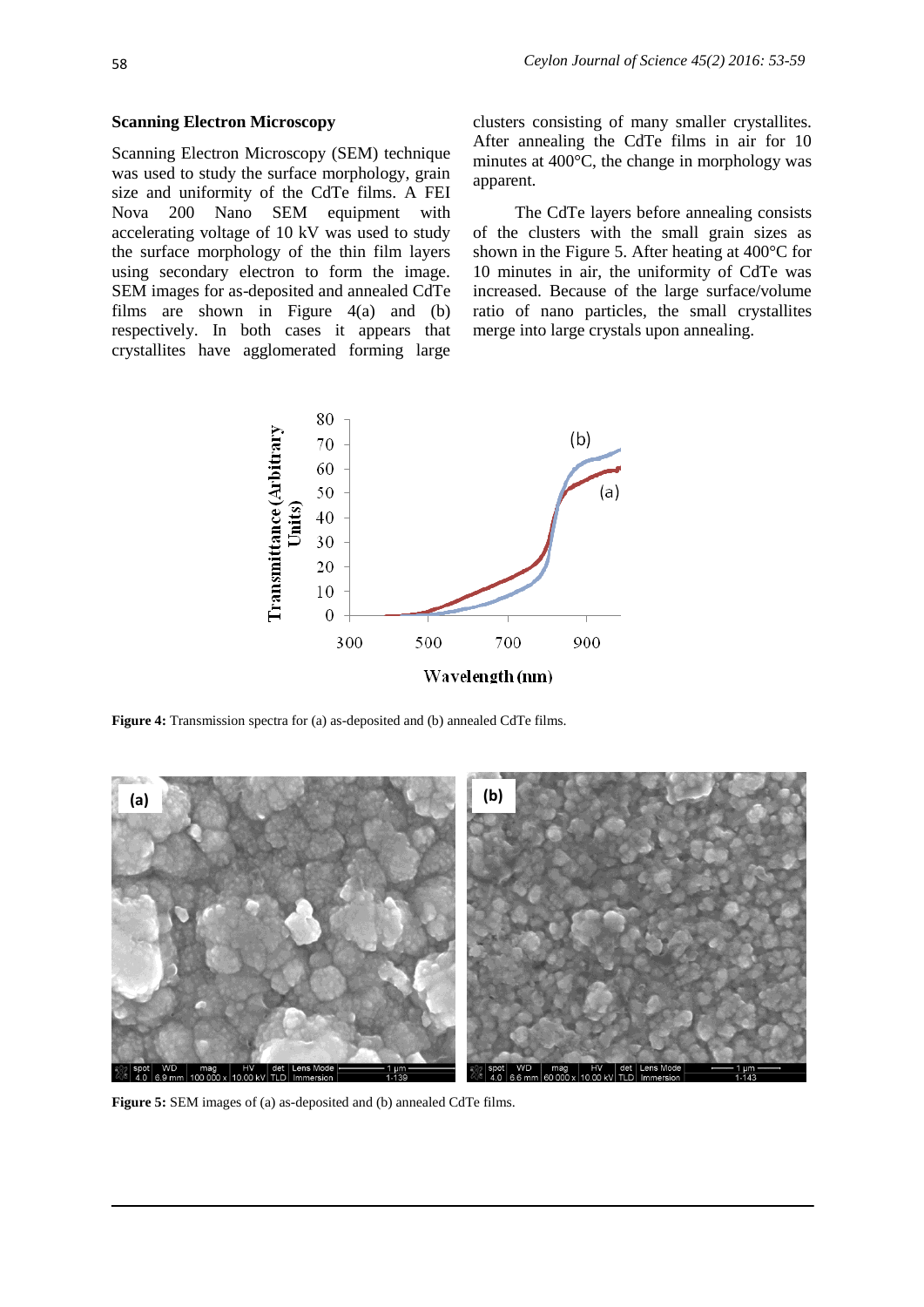### Scanning Electron Microscopy

Scanning Electron Microscopy (SEM) technique was used to study the surface morphology, grain size and uniformity of the CdTe films. A FEI Nova 200 Nano SEM equipment with accelerating voltage of 10 kV was used to study the surface morphology of the thin film layers using secondary electron to form the image. SEM images for as-deposited and annealed CdTe films are shown in Figure 4(a) and (b) respectively. In both cases it appears that crystallites have agglomerated forming large clusters consisting of many smaller crystallites. After annealing the CdTe films in air for 10 minutes at 400°C, the change in morphology was apparent.

The CdTe layers before annealing consists of the clusters with the small grain sizes as shown in the Figure 5. After heating at 400°C for 10 minutes in air, the uniformity of CdTe was increased. Because of the large surface/volume ratio of nano particles, the small crystallites merge into large crystals upon annealing.

**Figure 4:** Transmission spectra for (a) as-deposited and (b) annealed CdTe films.

**Figure 5:** SEM images of (a) as-deposited and (b) annealed CdTe films.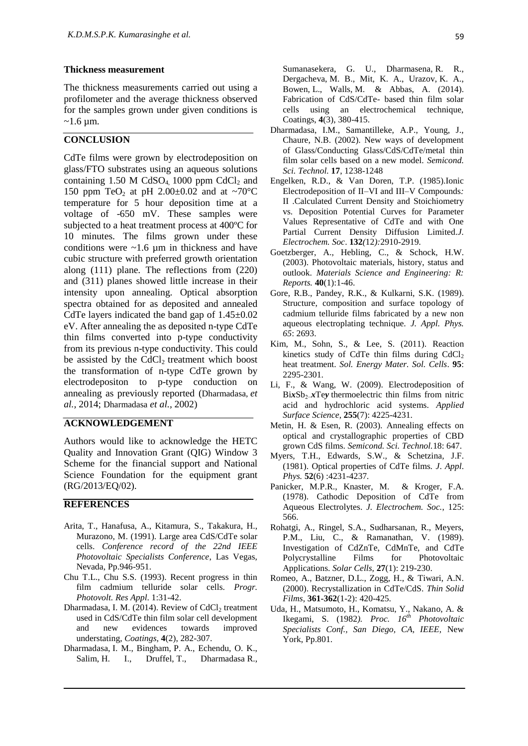### Thickness measurement

The thickness measurements carried out using a profilometer and the average thickness observed for the samples grown under given conditions is ~1.6 µm.

## CONCLUSION

CdTe films were grown by electrodeposition on glass/FTO substrates using an aqueous solutions containing 1.50 M $CdSO_4$, 1000 ppm $CdCl_2$ and 150 ppm $TeO_2$ at pH 2.00±0.02 and at ~70°C temperature for 5 hour deposition time at a voltage of -650 mV. These samples were subjected to a heat treatment process at 400ºC for 10 minutes. The films grown under these conditions were ~1.6 µm in thickness and have cubic structure with preferred growth orientation along (111) plane. The reflections from (220) and (311) planes showed little increase in their intensity upon annealing. Optical absorption spectra obtained for as deposited and annealed CdTe layers indicated the band gap of 1.45±0.02 eV. After annealing the as deposited n-type CdTe thin films converted into p-type conductivity from its previous n-type conductivity. This could be assisted by the $CdCl_2$ treatment which boost the transformation of n-type CdTe grown by electrodepositon to p-type conduction on annealing as previously reported (Dharmadasa, *et al.*, 2014; Dharmadasa *et al.*, 2002)

## ACKNOWLEDGEMENT

Authors would like to acknowledge the HETC Quality and Innovation Grant (QIG) Window 3 Scheme for the financial support and National Science Foundation for the equipment grant (RG/2013/EQ/02).

## REFERENCES

Arita, T., Hanafusa, A., Kitamura, S., Takakura, H., Murazono, M. (1991). Large area CdS/CdTe solar cells. *Conference record of the 22nd IEEE Photovoltaic Specialists Conference*, Las Vegas, Nevada, Pp.946-951.

Chu T.L., Chu S.S. (1993). Recent progress in thin film cadmium telluride solar cells. *Progr. Photovolt. Res Appl*. 1:31-42.

Dharmadasa, I. M. (2014). Review of $CdCl_2$ treatment used in CdS/CdTe thin film solar cell development and new evidences towards improved understating, *Coatings*, **4**(2), 282-307.

Dharmadasa, I. M., Bingham, P. A., Echendu, O. K., Salim, H. I., Druffel, T., Dharmadasa R., Sumanasekera, G. U., Dharmasena, R. R., Dergacheva, M. B., Mit, K. A., Urazov, K. A., Bowen, L., Walls, M. & Abbas, A. (2014). Fabrication of CdS/CdTe- based thin film solar cells using an electrochemical technique, Coatings, **4**(3), 380-415.

Dharmadasa, I.M., Samantilleke, A.P., Young, J., Chaure, N.B. (2002). New ways of development of Glass/Conducting Glass/CdS/CdTe/metal thin film solar cells based on a new model. *Semicond. Sci. Technol.* **17**, 1238-1248

Engelken, R.D., & Van Doren, T.P. (1985).Ionic Electrodeposition of II–VI and III–V Compounds: II .Calculated Current Density and Stoichiometry vs. Deposition Potential Curves for Parameter Values Representative of CdTe and with One Partial Current Density Diffusion Limited.*J. Electrochem. Soc*. **132***(*12*):*2910-2919.

Goetzberger, A., Hebling, C., & Schock, H.W. (2003). Photovoltaic materials, history, status and outlook. *Materials Science and Engineering: R: Reports.* **40**(1):1-46.

Gore, R.B., Pandey, R.K., & Kulkarni, S.K. (1989). Structure, composition and surface topology of cadmium telluride films fabricated by a new non aqueous electroplating technique. *J. Appl. Phys. 65*: 2693.

Kim, M., Sohn, S., & Lee, S. (2011). Reaction kinetics study of CdTe thin films during $CdCl_2$ heat treatment. *Sol. Energy Mater. Sol. Cells*. **95**: 2295-2301.

Li, F., & Wang, W. (2009). Electrodeposition of $Bi_xSb_{2-x}Te_y$ thermoelectric thin films from nitric acid and hydrochloric acid systems. *Applied Surface Science*, **255**(7): 4225-4231.

Metin, H. & Esen, R. (2003). Annealing effects on optical and crystallographic properties of CBD grown CdS films. *Semicond. Sci. Technol.*18: 647.

Myers, T.H., Edwards, S.W., & Schetzina, J.F. (1981). Optical properties of CdTe films. *J*. *Appl*. *Phys.* **52**(6) :4231-4237.

Panicker, M.P.R., Knaster, M. & Kroger, F.A. (1978). Cathodic Deposition of CdTe from Aqueous Electrolytes. *J. Electrochem. Soc.*, 125: 566.

Rohatgi, A., Ringel, S.A., Sudharsanan, R., Meyers, P.M., Liu, C., & Ramanathan, V. (1989). Investigation of CdZnTe, CdMnTe, and CdTe Polycrystalline Films for Photovoltaic Applications. *Solar Cells*, **27**(1): 219-230.

Romeo, A., Batzner, D.L., Zogg, H., & Tiwari, A.N. (2000). Recrystallization in CdTe/CdS. *Thin Solid Films*, **361-362**(1-2): 420-425.

Uda, H., Matsumoto, H., Komatsu, Y., Nakano, A. & Ikegami, S. (1982*). Proc. 16th Photovoltaic Specialists Conf., San Diego, CA, IEEE,* New York, Pp.801.